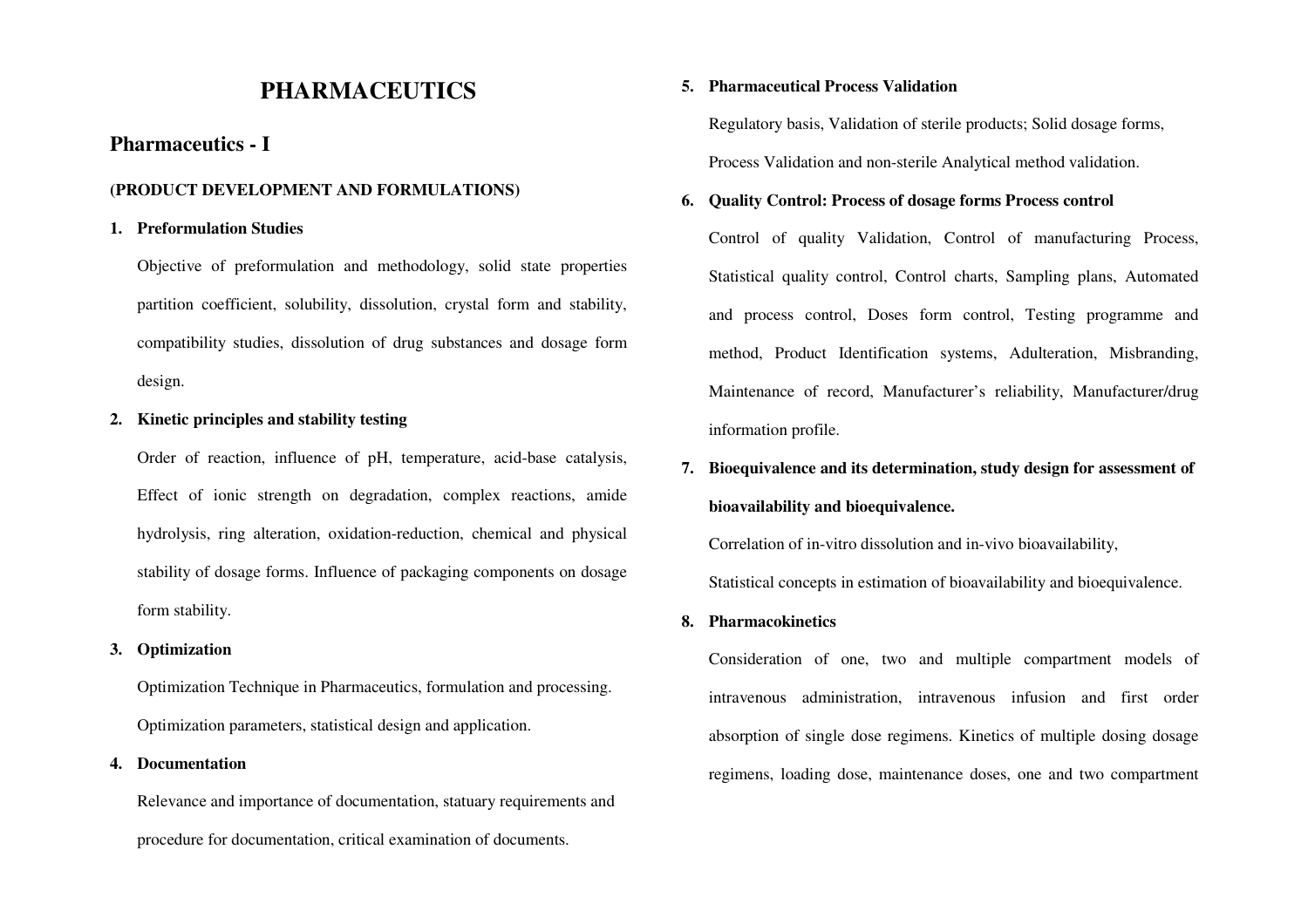# PHARMACEUTICS

## Pharmaceutics - I

**(PRODUCT DEVELOPMENT AND FORMULATIONS)**

1. **Preformulation Studies**

   Objective of preformulation and methodology, solid state properties partition coefficient, solubility, dissolution, crystal form and stability, compatibility studies, dissolution of drug substances and dosage form design.

2. **Kinetic principles and stability testing**

   Order of reaction, influence of pH, temperature, acid-base catalysis, Effect of ionic strength on degradation, complex reactions, amide hydrolysis, ring alteration, oxidation-reduction, chemical and physical stability of dosage forms. Influence of packaging components on dosage form stability.

3. **Optimization**

   Optimization Technique in Pharmaceutics, formulation and processing. Optimization parameters, statistical design and application.

4. **Documentation**

   Relevance and importance of documentation, statuary requirements and procedure for documentation, critical examination of documents.

5. **Pharmaceutical Process Validation**

   Regulatory basis, Validation of sterile products; Solid dosage forms, Process Validation and non-sterile Analytical method validation.

6. **Quality Control: Process of dosage forms Process control**

   Control of quality Validation, Control of manufacturing Process, Statistical quality control, Control charts, Sampling plans, Automated and process control, Doses form control, Testing programme and method, Product Identification systems, Adulteration, Misbranding, Maintenance of record, Manufacturer's reliability, Manufacturer/drug information profile.

7. **Bioequivalence and its determination, study design for assessment of bioavailability and bioequivalence.**

   Correlation of in-vitro dissolution and in-vivo bioavailability,

   Statistical concepts in estimation of bioavailability and bioequivalence.

8. **Pharmacokinetics**

   Consideration of one, two and multiple compartment models of intravenous administration, intravenous infusion and first order absorption of single dose regimens. Kinetics of multiple dosing dosage regimens, loading dose, maintenance doses, one and two compartment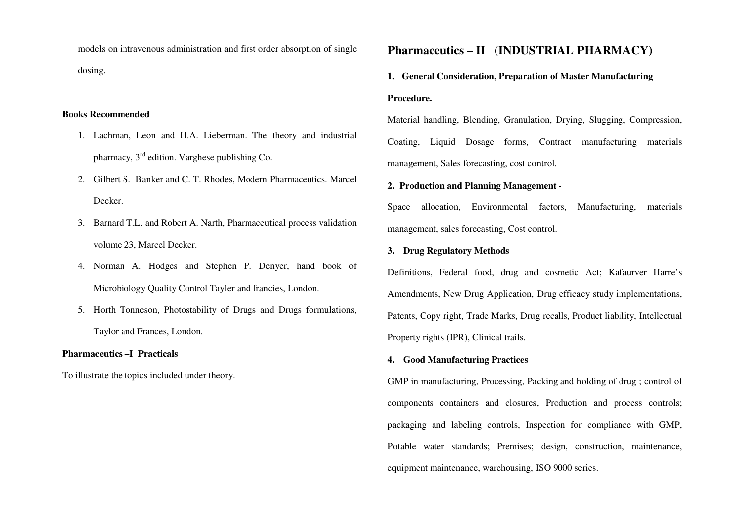models on intravenous administration and first order absorption of single dosing.

**Books Recommended**

1. Lachman, Leon and H.A. Lieberman. The theory and industrial pharmacy, 3rd edition. Varghese publishing Co.
2. Gilbert S. Banker and C. T. Rhodes, Modern Pharmaceutics. Marcel Decker.
3. Barnard T.L. and Robert A. Narth, Pharmaceutical process validation volume 23, Marcel Decker.
4. Norman A. Hodges and Stephen P. Denyer, hand book of Microbiology Quality Control Tayler and francies, London.
5. Horth Tonneson, Photostability of Drugs and Drugs formulations, Taylor and Frances, London.

**Pharmaceutics –I Practicals**

To illustrate the topics included under theory.

## Pharmaceutics – II (INDUSTRIAL PHARMACY)

**1. General Consideration, Preparation of Master Manufacturing Procedure.**

Material handling, Blending, Granulation, Drying, Slugging, Compression, Coating, Liquid Dosage forms, Contract manufacturing materials management, Sales forecasting, cost control.

**2. Production and Planning Management -**

Space allocation, Environmental factors, Manufacturing, materials management, sales forecasting, Cost control.

**3. Drug Regulatory Methods**

Definitions, Federal food, drug and cosmetic Act; Kafaurver Harre's Amendments, New Drug Application, Drug efficacy study implementations, Patents, Copy right, Trade Marks, Drug recalls, Product liability, Intellectual Property rights (IPR), Clinical trails.

**4. Good Manufacturing Practices**

GMP in manufacturing, Processing, Packing and holding of drug ; control of components containers and closures, Production and process controls; packaging and labeling controls, Inspection for compliance with GMP, Potable water standards; Premises; design, construction, maintenance, equipment maintenance, warehousing, ISO 9000 series.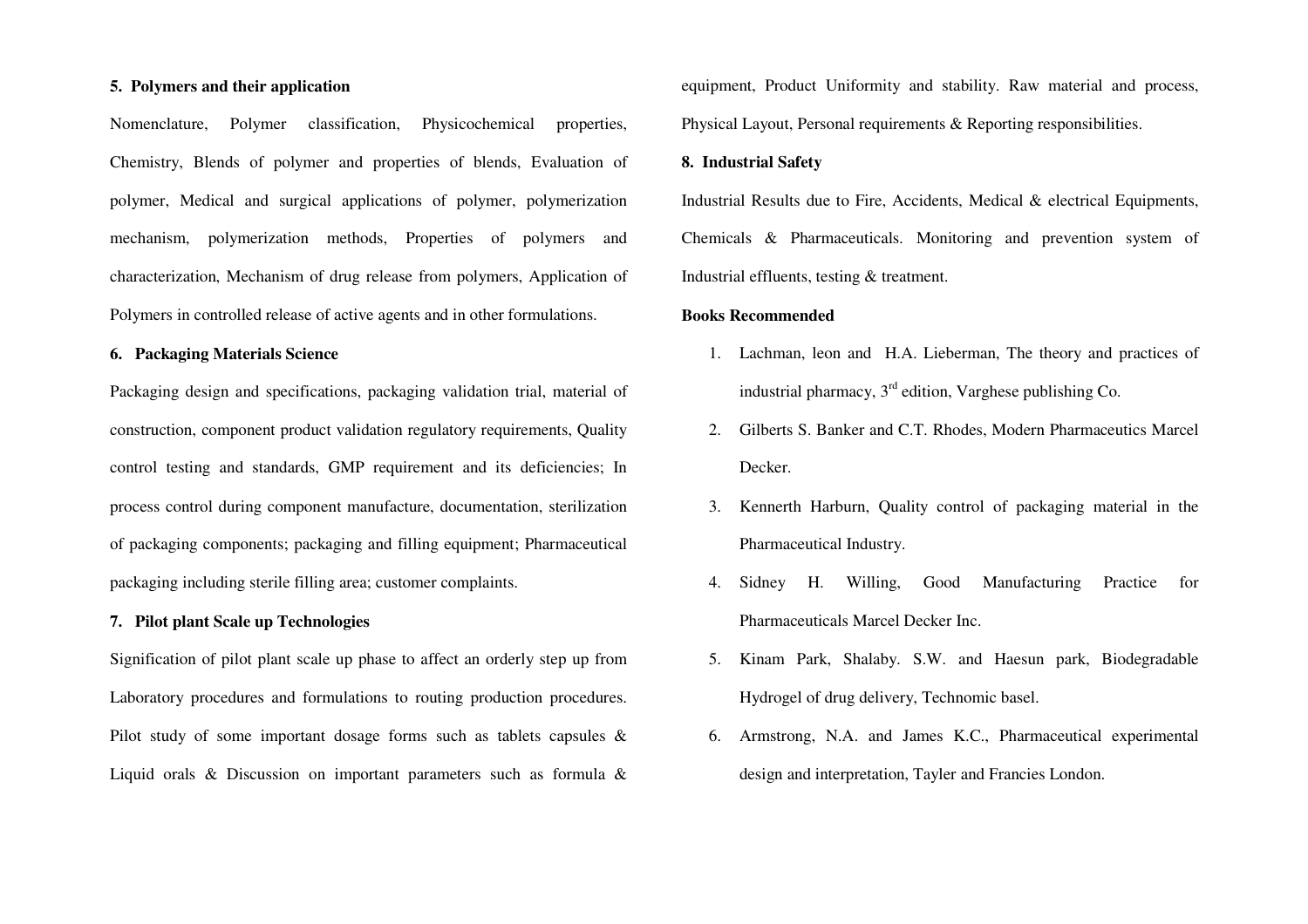**5. Polymers and their application**

Nomenclature, Polymer classification, Physicochemical properties, Chemistry, Blends of polymer and properties of blends, Evaluation of polymer, Medical and surgical applications of polymer, polymerization mechanism, polymerization methods, Properties of polymers and characterization, Mechanism of drug release from polymers, Application of Polymers in controlled release of active agents and in other formulations.

**6. Packaging Materials Science**

Packaging design and specifications, packaging validation trial, material of construction, component product validation regulatory requirements, Quality control testing and standards, GMP requirement and its deficiencies; In process control during component manufacture, documentation, sterilization of packaging components; packaging and filling equipment; Pharmaceutical packaging including sterile filling area; customer complaints.

**7. Pilot plant Scale up Technologies**

Signification of pilot plant scale up phase to affect an orderly step up from Laboratory procedures and formulations to routing production procedures. Pilot study of some important dosage forms such as tablets capsules & Liquid orals & Discussion on important parameters such as formula & equipment, Product Uniformity and stability. Raw material and process, Physical Layout, Personal requirements & Reporting responsibilities.

**8. Industrial Safety**

Industrial Results due to Fire, Accidents, Medical & electrical Equipments, Chemicals & Pharmaceuticals. Monitoring and prevention system of Industrial effluents, testing & treatment.

**Books Recommended**

1. Lachman, leon and H.A. Lieberman, The theory and practices of industrial pharmacy, 3rd edition, Varghese publishing Co.
2. Gilberts S. Banker and C.T. Rhodes, Modern Pharmaceutics Marcel Decker.
3. Kennerth Harburn, Quality control of packaging material in the Pharmaceutical Industry.
4. Sidney H. Willing, Good Manufacturing Practice for Pharmaceuticals Marcel Decker Inc.
5. Kinam Park, Shalaby. S.W. and Haesun park, Biodegradable Hydrogel of drug delivery, Technomic basel.
6. Armstrong, N.A. and James K.C., Pharmaceutical experimental design and interpretation, Tayler and Francies London.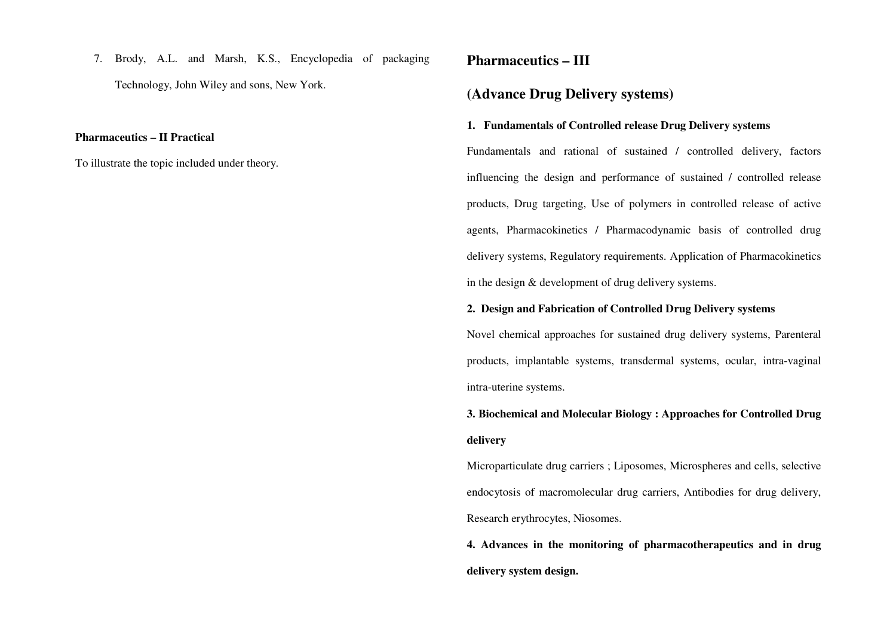7. Brody, A.L. and Marsh, K.S., Encyclopedia of packaging Technology, John Wiley and sons, New York.

**Pharmaceutics – II Practical**

To illustrate the topic included under theory.

## Pharmaceutics – III

## (Advance Drug Delivery systems)

**1. Fundamentals of Controlled release Drug Delivery systems**

Fundamentals and rational of sustained / controlled delivery, factors influencing the design and performance of sustained / controlled release products, Drug targeting, Use of polymers in controlled release of active agents, Pharmacokinetics / Pharmacodynamic basis of controlled drug delivery systems, Regulatory requirements. Application of Pharmacokinetics in the design & development of drug delivery systems.

**2. Design and Fabrication of Controlled Drug Delivery systems**

Novel chemical approaches for sustained drug delivery systems, Parenteral products, implantable systems, transdermal systems, ocular, intra-vaginal intra-uterine systems.

**3. Biochemical and Molecular Biology : Approaches for Controlled Drug delivery**

Microparticulate drug carriers ; Liposomes, Microspheres and cells, selective endocytosis of macromolecular drug carriers, Antibodies for drug delivery, Research erythrocytes, Niosomes.

**4. Advances in the monitoring of pharmacotherapeutics and in drug delivery system design.**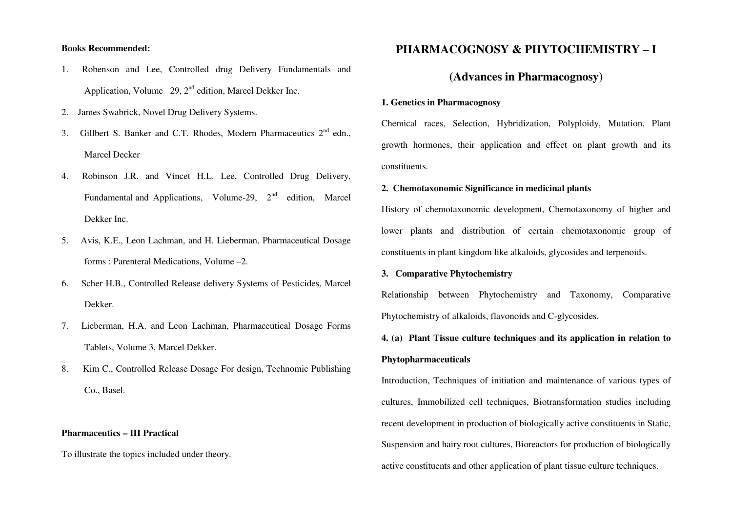**Books Recommended:**

1. Robenson and Lee, Controlled drug Delivery Fundamentals and Application, Volume 29, 2nd edition, Marcel Dekker Inc.
2. James Swabrick, Novel Drug Delivery Systems.
3. Gillbert S. Banker and C.T. Rhodes, Modern Pharmaceutics 2nd edn., Marcel Decker
4. Robinson J.R. and Vincet H.L. Lee, Controlled Drug Delivery, Fundamental and Applications, Volume-29, 2nd edition, Marcel Dekker Inc.
5. Avis, K.E., Leon Lachman, and H. Lieberman, Pharmaceutical Dosage forms : Parenteral Medications, Volume –2.
6. Scher H.B., Controlled Release delivery Systems of Pesticides, Marcel Dekker.
7. Lieberman, H.A. and Leon Lachman, Pharmaceutical Dosage Forms Tablets, Volume 3, Marcel Dekker.
8. Kim C., Controlled Release Dosage For design, Technomic Publishing Co., Basel.

**Pharmaceutics – III Practical**

To illustrate the topics included under theory.

# PHARMACOGNOSY & PHYTOCHEMISTRY – I

## (Advances in Pharmacognosy)

**1. Genetics in Pharmacognosy**

Chemical races, Selection, Hybridization, Polyploidy, Mutation, Plant growth hormones, their application and effect on plant growth and its constituents.

**2. Chemotaxonomic Significance in medicinal plants**

History of chemotaxonomic development, Chemotaxonomy of higher and lower plants and distribution of certain chemotaxonomic group of constituents in plant kingdom like alkaloids, glycosides and terpenoids.

**3. Comparative Phytochemistry**

Relationship between Phytochemistry and Taxonomy, Comparative Phytochemistry of alkaloids, flavonoids and C-glycosides.

**4. (a) Plant Tissue culture techniques and its application in relation to Phytopharmaceuticals**

Introduction, Techniques of initiation and maintenance of various types of cultures, Immobilized cell techniques, Biotransformation studies including recent development in production of biologically active constituents in Static, Suspension and hairy root cultures, Bioreactors for production of biologically active constituents and other application of plant tissue culture techniques.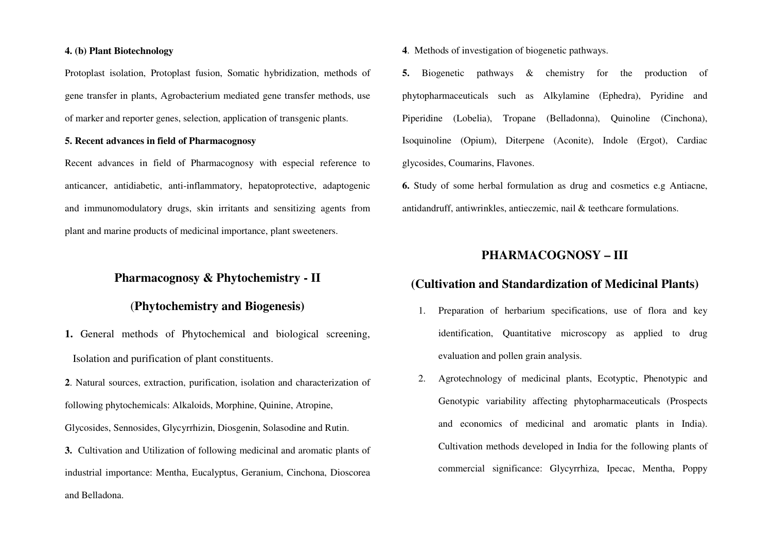**4. (b) Plant Biotechnology**

Protoplast isolation, Protoplast fusion, Somatic hybridization, methods of gene transfer in plants, Agrobacterium mediated gene transfer methods, use of marker and reporter genes, selection, application of transgenic plants.

**5. Recent advances in field of Pharmacognosy**

Recent advances in field of Pharmacognosy with especial reference to anticancer, antidiabetic, anti-inflammatory, hepatoprotective, adaptogenic and immunomodulatory drugs, skin irritants and sensitizing agents from plant and marine products of medicinal importance, plant sweeteners.

## Pharmacognosy & Phytochemistry - II

## (Phytochemistry and Biogenesis)

**1.** General methods of Phytochemical and biological screening, Isolation and purification of plant constituents.

**2**. Natural sources, extraction, purification, isolation and characterization of following phytochemicals: Alkaloids, Morphine, Quinine, Atropine, Glycosides, Sennosides, Glycyrrhizin, Diosgenin, Solasodine and Rutin.

**3.** Cultivation and Utilization of following medicinal and aromatic plants of industrial importance: Mentha, Eucalyptus, Geranium, Cinchona, Dioscorea and Belladona.

**4**. Methods of investigation of biogenetic pathways.

**5.** Biogenetic pathways & chemistry for the production of phytopharmaceuticals such as Alkylamine (Ephedra), Pyridine and Piperidine (Lobelia), Tropane (Belladonna), Quinoline (Cinchona), Isoquinoline (Opium), Diterpene (Aconite), Indole (Ergot), Cardiac glycosides, Coumarins, Flavones.

**6.** Study of some herbal formulation as drug and cosmetics e.g Antiacne, antidandruff, antiwrinkles, antieczemic, nail & teethcare formulations.

## PHARMACOGNOSY – III

## (Cultivation and Standardization of Medicinal Plants)

1. Preparation of herbarium specifications, use of flora and key identification, Quantitative microscopy as applied to drug evaluation and pollen grain analysis.
2. Agrotechnology of medicinal plants, Ecotyptic, Phenotypic and Genotypic variability affecting phytopharmaceuticals (Prospects and economics of medicinal and aromatic plants in India). Cultivation methods developed in India for the following plants of commercial significance: Glycyrrhiza, Ipecac, Mentha, Poppy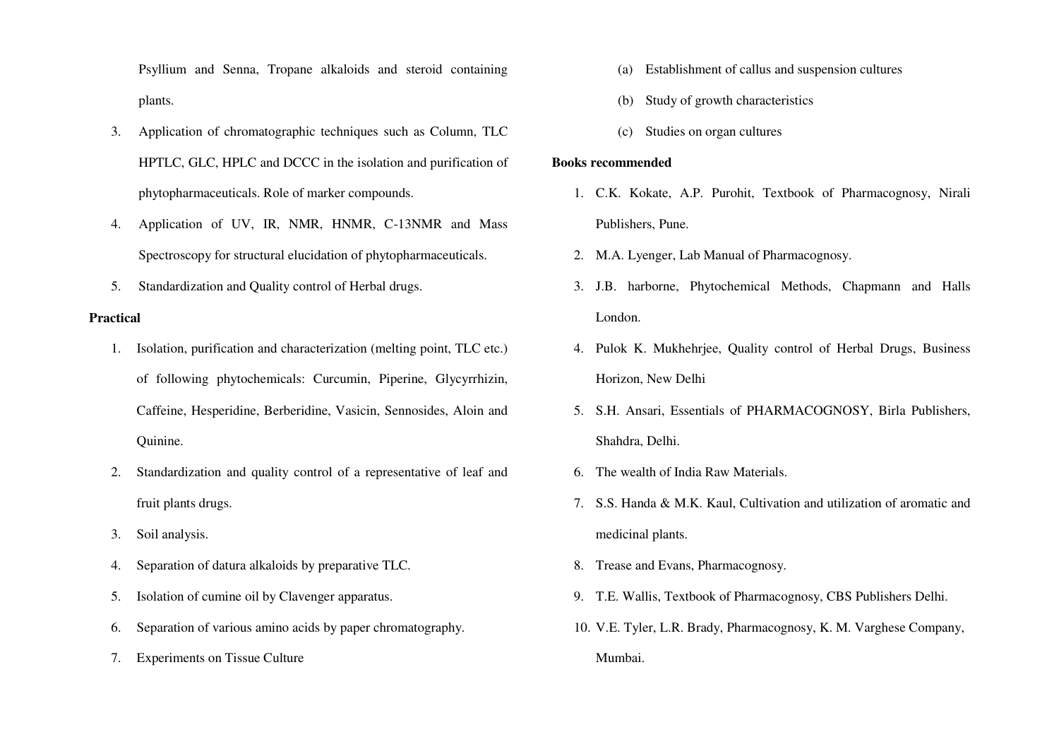Psyllium and Senna, Tropane alkaloids and steroid containing plants.

3. Application of chromatographic techniques such as Column, TLC HPTLC, GLC, HPLC and DCCC in the isolation and purification of phytopharmaceuticals. Role of marker compounds.
4. Application of UV, IR, NMR, HNMR, C-13NMR and Mass Spectroscopy for structural elucidation of phytopharmaceuticals.
5. Standardization and Quality control of Herbal drugs.

**Practical**

1. Isolation, purification and characterization (melting point, TLC etc.) of following phytochemicals: Curcumin, Piperine, Glycyrrhizin, Caffeine, Hesperidine, Berberidine, Vasicin, Sennosides, Aloin and Quinine.
2. Standardization and quality control of a representative of leaf and fruit plants drugs.
3. Soil analysis.
4. Separation of datura alkaloids by preparative TLC.
5. Isolation of cumine oil by Clavenger apparatus.
6. Separation of various amino acids by paper chromatography.
7. Experiments on Tissue Culture
   - (a) Establishment of callus and suspension cultures
   - (b) Study of growth characteristics
   - (c) Studies on organ cultures

**Books recommended**

1. C.K. Kokate, A.P. Purohit, Textbook of Pharmacognosy, Nirali Publishers, Pune.
2. M.A. Lyenger, Lab Manual of Pharmacognosy.
3. J.B. harborne, Phytochemical Methods, Chapmann and Halls London.
4. Pulok K. Mukhehrjee, Quality control of Herbal Drugs, Business Horizon, New Delhi
5. S.H. Ansari, Essentials of PHARMACOGNOSY, Birla Publishers, Shahdra, Delhi.
6. The wealth of India Raw Materials.
7. S.S. Handa & M.K. Kaul, Cultivation and utilization of aromatic and medicinal plants.
8. Trease and Evans, Pharmacognosy.
9. T.E. Wallis, Textbook of Pharmacognosy, CBS Publishers Delhi.
10. V.E. Tyler, L.R. Brady, Pharmacognosy, K. M. Varghese Company, Mumbai.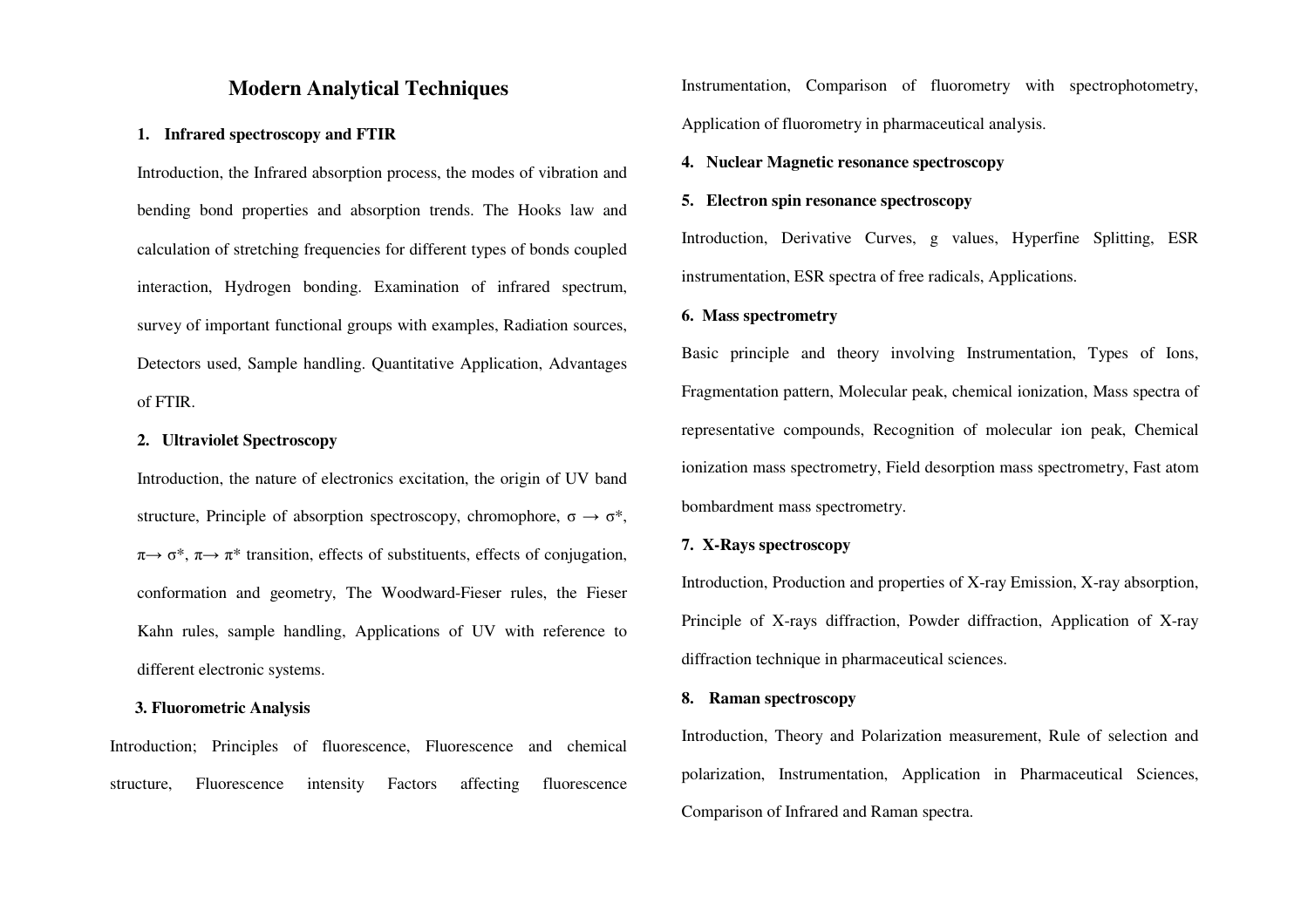# Modern Analytical Techniques

**1. Infrared spectroscopy and FTIR**

Introduction, the Infrared absorption process, the modes of vibration and bending bond properties and absorption trends. The Hooks law and calculation of stretching frequencies for different types of bonds coupled interaction, Hydrogen bonding. Examination of infrared spectrum, survey of important functional groups with examples, Radiation sources, Detectors used, Sample handling. Quantitative Application, Advantages of FTIR.

**2. Ultraviolet Spectroscopy**

Introduction, the nature of electronics excitation, the origin of UV band structure, Principle of absorption spectroscopy, chromophore, $\sigma \rightarrow \sigma^*$, $\pi \rightarrow \sigma^*$, $\pi \rightarrow \pi^*$ transition, effects of substituents, effects of conjugation, conformation and geometry, The Woodward-Fieser rules, the Fieser Kahn rules, sample handling, Applications of UV with reference to different electronic systems.

**3. Fluorometric Analysis**

Introduction; Principles of fluorescence, Fluorescence and chemical structure, Fluorescence intensity Factors affecting fluorescence Instrumentation, Comparison of fluorometry with spectrophotometry, Application of fluorometry in pharmaceutical analysis.

**4. Nuclear Magnetic resonance spectroscopy**

**5. Electron spin resonance spectroscopy**

Introduction, Derivative Curves, g values, Hyperfine Splitting, ESR instrumentation, ESR spectra of free radicals, Applications.

**6. Mass spectrometry**

Basic principle and theory involving Instrumentation, Types of Ions, Fragmentation pattern, Molecular peak, chemical ionization, Mass spectra of representative compounds, Recognition of molecular ion peak, Chemical ionization mass spectrometry, Field desorption mass spectrometry, Fast atom bombardment mass spectrometry.

**7. X-Rays spectroscopy**

Introduction, Production and properties of X-ray Emission, X-ray absorption, Principle of X-rays diffraction, Powder diffraction, Application of X-ray diffraction technique in pharmaceutical sciences.

**8. Raman spectroscopy**

Introduction, Theory and Polarization measurement, Rule of selection and polarization, Instrumentation, Application in Pharmaceutical Sciences, Comparison of Infrared and Raman spectra.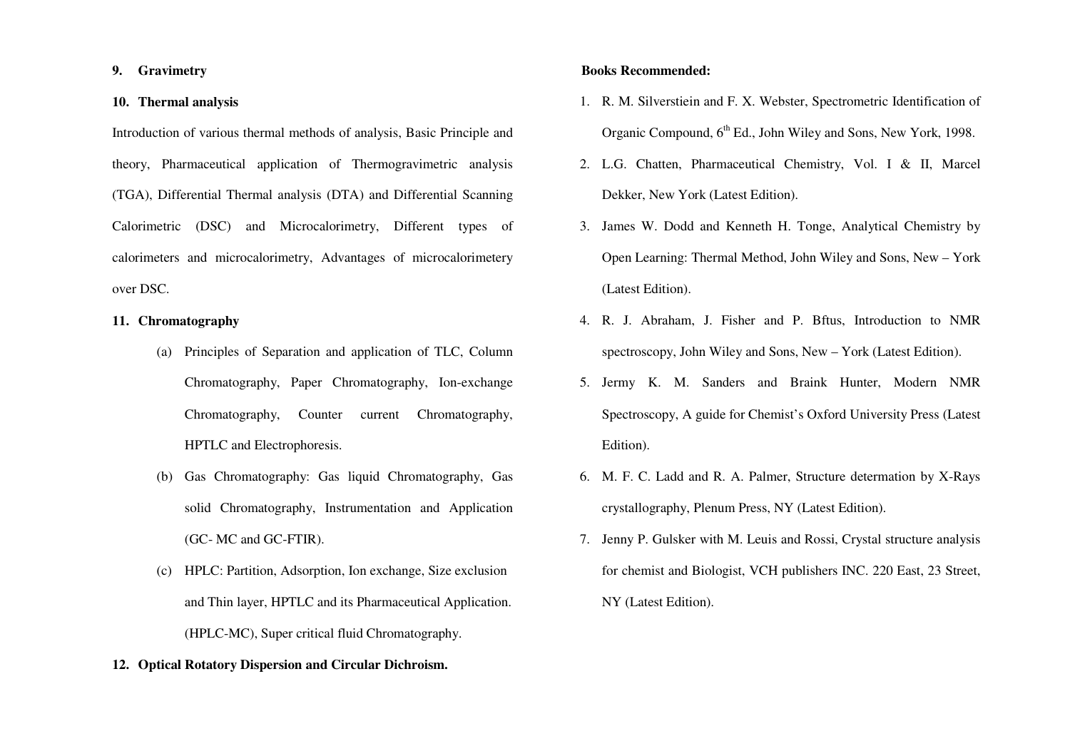**9. Gravimetry**

**10. Thermal analysis**

Introduction of various thermal methods of analysis, Basic Principle and theory, Pharmaceutical application of Thermogravimetric analysis (TGA), Differential Thermal analysis (DTA) and Differential Scanning Calorimetric (DSC) and Microcalorimetry, Different types of calorimeters and microcalorimetry, Advantages of microcalorimetery over DSC.

**11. Chromatography**

(a) Principles of Separation and application of TLC, Column Chromatography, Paper Chromatography, Ion-exchange Chromatography, Counter current Chromatography, HPTLC and Electrophoresis.

(b) Gas Chromatography: Gas liquid Chromatography, Gas solid Chromatography, Instrumentation and Application (GC- MC and GC-FTIR).

(c) HPLC: Partition, Adsorption, Ion exchange, Size exclusion and Thin layer, HPTLC and its Pharmaceutical Application. (HPLC-MC), Super critical fluid Chromatography.

**12. Optical Rotatory Dispersion and Circular Dichroism.**

**Books Recommended:**

1. R. M. Silverstiein and F. X. Webster, Spectrometric Identification of Organic Compound, 6th Ed., John Wiley and Sons, New York, 1998.
2. L.G. Chatten, Pharmaceutical Chemistry, Vol. I & II, Marcel Dekker, New York (Latest Edition).
3. James W. Dodd and Kenneth H. Tonge, Analytical Chemistry by Open Learning: Thermal Method, John Wiley and Sons, New – York (Latest Edition).
4. R. J. Abraham, J. Fisher and P. Bftus, Introduction to NMR spectroscopy, John Wiley and Sons, New – York (Latest Edition).
5. Jermy K. M. Sanders and Braink Hunter, Modern NMR Spectroscopy, A guide for Chemist's Oxford University Press (Latest Edition).
6. M. F. C. Ladd and R. A. Palmer, Structure determation by X-Rays crystallography, Plenum Press, NY (Latest Edition).
7. Jenny P. Gulsker with M. Leuis and Rossi, Crystal structure analysis for chemist and Biologist, VCH publishers INC. 220 East, 23 Street, NY (Latest Edition).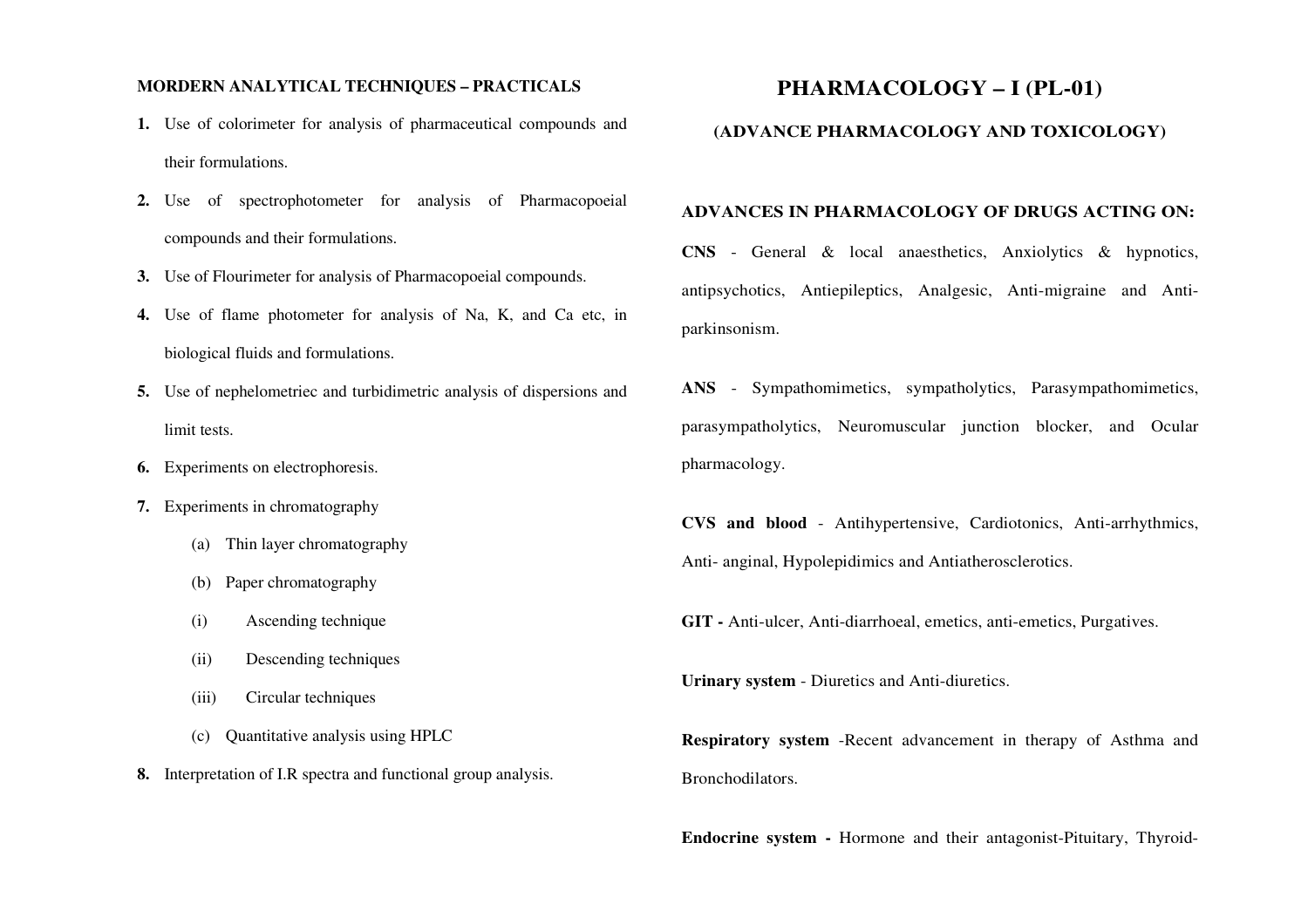### MORDERN ANALYTICAL TECHNIQUES – PRACTICALS

1. Use of colorimeter for analysis of pharmaceutical compounds and their formulations.
2. Use of spectrophotometer for analysis of Pharmacopoeial compounds and their formulations.
3. Use of Flourimeter for analysis of Pharmacopoeial compounds.
4. Use of flame photometer for analysis of Na, K, and Ca etc, in biological fluids and formulations.
5. Use of nephelometriec and turbidimetric analysis of dispersions and limit tests.
6. Experiments on electrophoresis.
7. Experiments in chromatography
   - (a) Thin layer chromatography
   - (b) Paper chromatography
     - (i) Ascending technique
     - (ii) Descending techniques
     - (iii) Circular techniques
   - (c) Quantitative analysis using HPLC
8. Interpretation of I.R spectra and functional group analysis.

# PHARMACOLOGY – I (PL-01)

## (ADVANCE PHARMACOLOGY AND TOXICOLOGY)

### ADVANCES IN PHARMACOLOGY OF DRUGS ACTING ON:

**CNS** - General & local anaesthetics, Anxiolytics & hypnotics, antipsychotics, Antiepileptics, Analgesic, Anti-migraine and Anti-parkinsonism.

**ANS** - Sympathomimetics, sympatholytics, Parasympathomimetics, parasympatholytics, Neuromuscular junction blocker, and Ocular pharmacology.

**CVS and blood** - Antihypertensive, Cardiotonics, Anti-arrhythmics, Anti- anginal, Hypolepidimics and Antiatherosclerotics.

**GIT -** Anti-ulcer, Anti-diarrhoeal, emetics, anti-emetics, Purgatives.

**Urinary system** - Diuretics and Anti-diuretics.

**Respiratory system** -Recent advancement in therapy of Asthma and Bronchodilators.

**Endocrine system -** Hormone and their antagonist-Pituitary, Thyroid-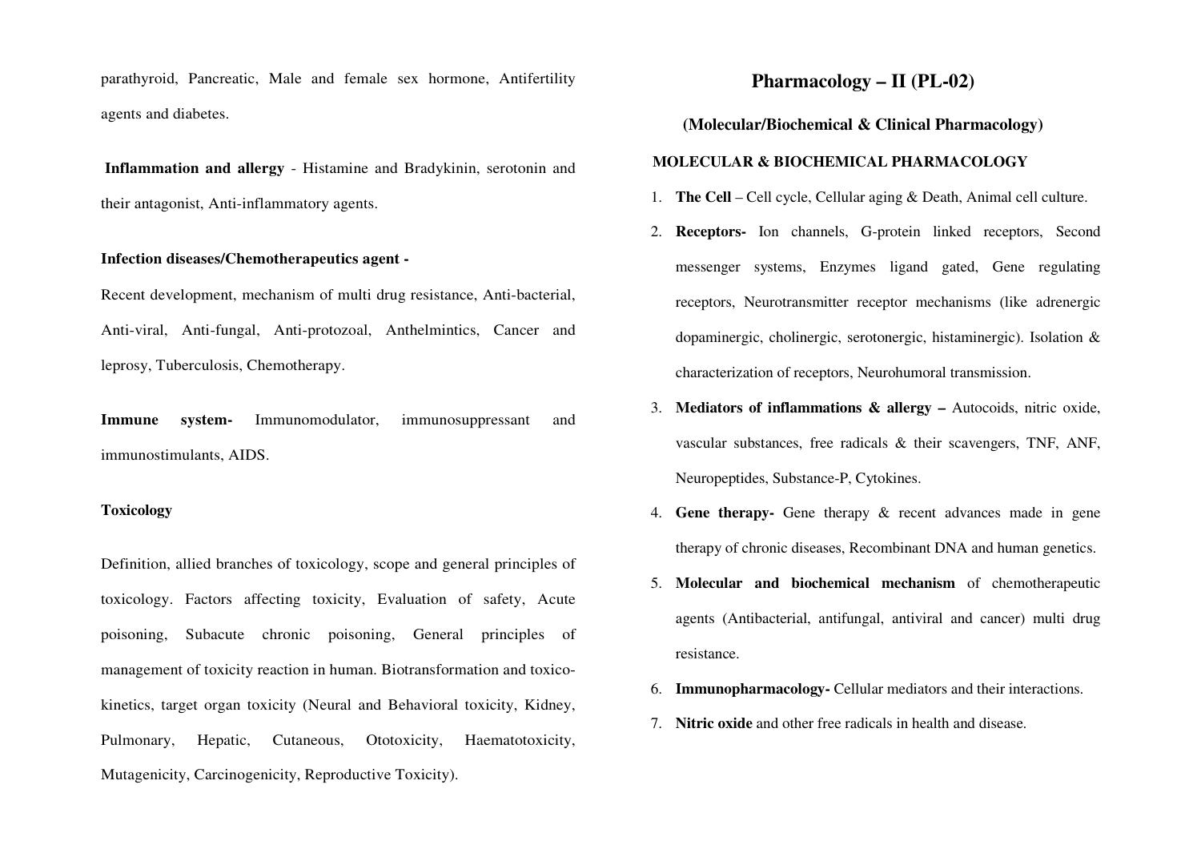parathyroid, Pancreatic, Male and female sex hormone, Antifertility agents and diabetes.

**Inflammation and allergy** - Histamine and Bradykinin, serotonin and their antagonist, Anti-inflammatory agents.

**Infection diseases/Chemotherapeutics agent -**

Recent development, mechanism of multi drug resistance, Anti-bacterial, Anti-viral, Anti-fungal, Anti-protozoal, Anthelmintics, Cancer and leprosy, Tuberculosis, Chemotherapy.

**Immune system-** Immunomodulator, immunosuppressant and immunostimulants, AIDS.

**Toxicology**

Definition, allied branches of toxicology, scope and general principles of toxicology. Factors affecting toxicity, Evaluation of safety, Acute poisoning, Subacute chronic poisoning, General principles of management of toxicity reaction in human. Biotransformation and toxico-kinetics, target organ toxicity (Neural and Behavioral toxicity, Kidney, Pulmonary, Hepatic, Cutaneous, Ototoxicity, Haematotoxicity, Mutagenicity, Carcinogenicity, Reproductive Toxicity).

# Pharmacology – II (PL-02)

## (Molecular/Biochemical & Clinical Pharmacology)

### MOLECULAR & BIOCHEMICAL PHARMACOLOGY

1. **The Cell** – Cell cycle, Cellular aging & Death, Animal cell culture.
2. **Receptors-** Ion channels, G-protein linked receptors, Second messenger systems, Enzymes ligand gated, Gene regulating receptors, Neurotransmitter receptor mechanisms (like adrenergic dopaminergic, cholinergic, serotonergic, histaminergic). Isolation & characterization of receptors, Neurohumoral transmission.
3. **Mediators of inflammations & allergy –** Autocoids, nitric oxide, vascular substances, free radicals & their scavengers, TNF, ANF, Neuropeptides, Substance-P, Cytokines.
4. **Gene therapy-** Gene therapy & recent advances made in gene therapy of chronic diseases, Recombinant DNA and human genetics.
5. **Molecular and biochemical mechanism** of chemotherapeutic agents (Antibacterial, antifungal, antiviral and cancer) multi drug resistance.
6. **Immunopharmacology-** Cellular mediators and their interactions.
7. **Nitric oxide** and other free radicals in health and disease.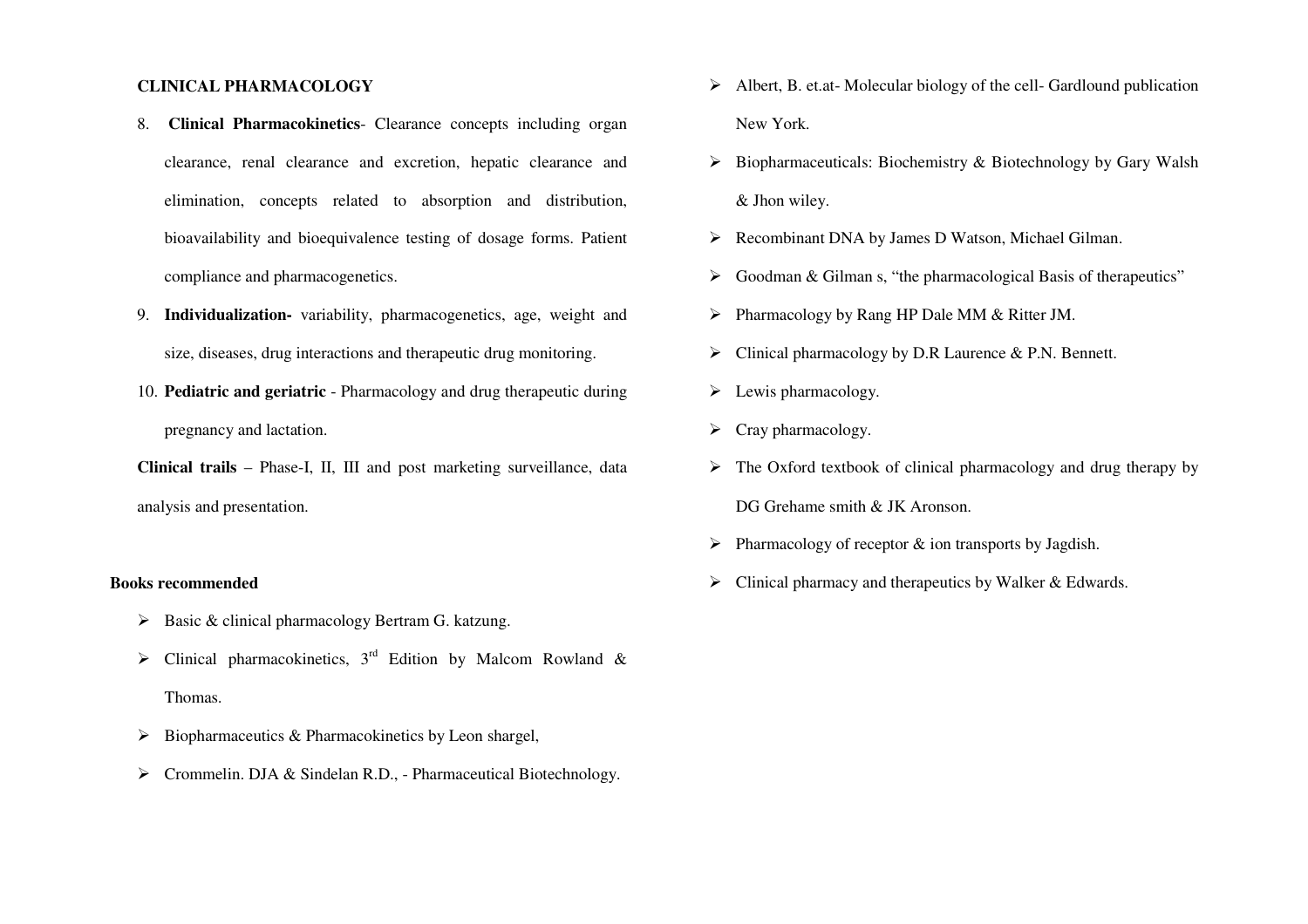**CLINICAL PHARMACOLOGY**

8. **Clinical Pharmacokinetics**- Clearance concepts including organ clearance, renal clearance and excretion, hepatic clearance and elimination, concepts related to absorption and distribution, bioavailability and bioequivalence testing of dosage forms. Patient compliance and pharmacogenetics.
9. **Individualization-** variability, pharmacogenetics, age, weight and size, diseases, drug interactions and therapeutic drug monitoring.
10. **Pediatric and geriatric** - Pharmacology and drug therapeutic during pregnancy and lactation.

**Clinical trails** – Phase-I, II, III and post marketing surveillance, data analysis and presentation.

**Books recommended**

- Basic & clinical pharmacology Bertram G. katzung.
- Clinical pharmacokinetics, 3rd Edition by Malcom Rowland & Thomas.
- Biopharmaceutics & Pharmacokinetics by Leon shargel,
- Crommelin. DJA & Sindelan R.D., - Pharmaceutical Biotechnology.
- Albert, B. et.at- Molecular biology of the cell- Gardlound publication New York.
- Biopharmaceuticals: Biochemistry & Biotechnology by Gary Walsh & Jhon wiley.
- Recombinant DNA by James D Watson, Michael Gilman.
- Goodman & Gilman s, "the pharmacological Basis of therapeutics"
- Pharmacology by Rang HP Dale MM & Ritter JM.
- Clinical pharmacology by D.R Laurence & P.N. Bennett.
- Lewis pharmacology.
- Cray pharmacology.
- The Oxford textbook of clinical pharmacology and drug therapy by DG Grehame smith & JK Aronson.
- Pharmacology of receptor & ion transports by Jagdish.
- Clinical pharmacy and therapeutics by Walker & Edwards.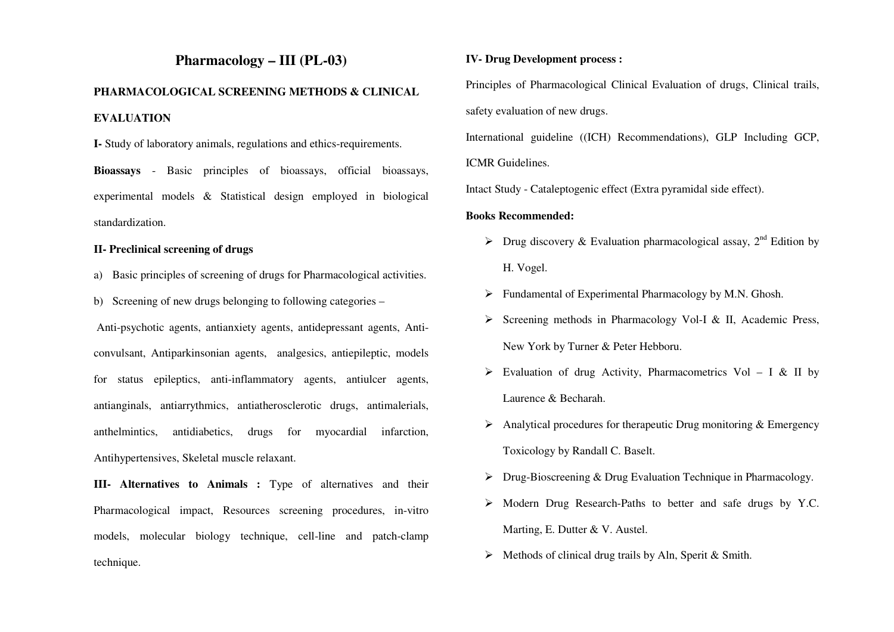# Pharmacology – III (PL-03)

## PHARMACOLOGICAL SCREENING METHODS & CLINICAL EVALUATION

**I-** Study of laboratory animals, regulations and ethics-requirements.

**Bioassays** - Basic principles of bioassays, official bioassays, experimental models & Statistical design employed in biological standardization.

**II- Preclinical screening of drugs**

a) Basic principles of screening of drugs for Pharmacological activities.

b) Screening of new drugs belonging to following categories –

Anti-psychotic agents, antianxiety agents, antidepressant agents, Anti-convulsant, Antiparkinsonian agents, analgesics, antiepileptic, models for status epileptics, anti-inflammatory agents, antiulcer agents, antianginals, antiarrythmics, antiatherosclerotic drugs, antimalerials, anthelmintics, antidiabetics, drugs for myocardial infarction, Antihypertensives, Skeletal muscle relaxant.

**III- Alternatives to Animals :** Type of alternatives and their Pharmacological impact, Resources screening procedures, in-vitro models, molecular biology technique, cell-line and patch-clamp technique.

**IV- Drug Development process :**

Principles of Pharmacological Clinical Evaluation of drugs, Clinical trails, safety evaluation of new drugs.

International guideline ((ICH) Recommendations), GLP Including GCP, ICMR Guidelines.

Intact Study - Cataleptogenic effect (Extra pyramidal side effect).

**Books Recommended:**

- Drug discovery & Evaluation pharmacological assay, 2nd Edition by H. Vogel.
- Fundamental of Experimental Pharmacology by M.N. Ghosh.
- Screening methods in Pharmacology Vol-I & II, Academic Press, New York by Turner & Peter Hebboru.
- Evaluation of drug Activity, Pharmacometrics Vol – I & II by Laurence & Becharah.
- Analytical procedures for therapeutic Drug monitoring & Emergency Toxicology by Randall C. Baselt.
- Drug-Bioscreening & Drug Evaluation Technique in Pharmacology.
- Modern Drug Research-Paths to better and safe drugs by Y.C. Marting, E. Dutter & V. Austel.
- Methods of clinical drug trails by Aln, Sperit & Smith.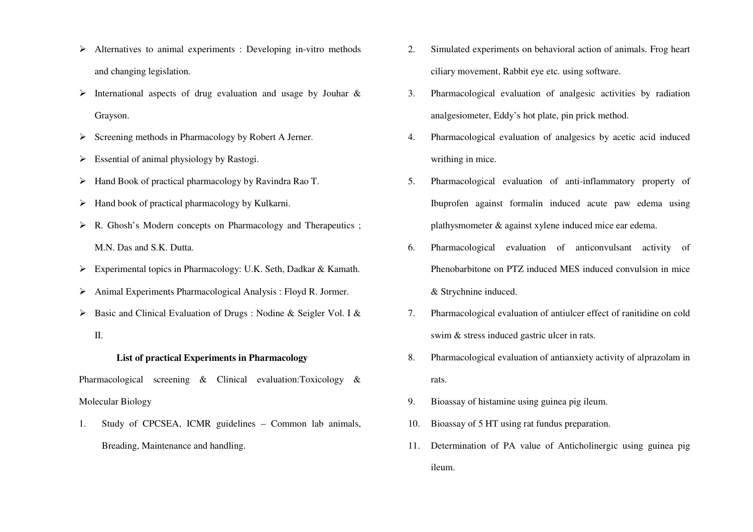- Alternatives to animal experiments : Developing in-vitro methods and changing legislation.
- International aspects of drug evaluation and usage by Jouhar & Grayson.
- Screening methods in Pharmacology by Robert A Jerner.
- Essential of animal physiology by Rastogi.
- Hand Book of practical pharmacology by Ravindra Rao T.
- Hand book of practical pharmacology by Kulkarni.
- R. Ghosh's Modern concepts on Pharmacology and Therapeutics ; M.N. Das and S.K. Dutta.
- Experimental topics in Pharmacology: U.K. Seth, Dadkar & Kamath.
- Animal Experiments Pharmacological Analysis : Floyd R. Jormer.
- Basic and Clinical Evaluation of Drugs : Nodine & Seigler Vol. I & II.

**List of practical Experiments in Pharmacology**

Pharmacological screening & Clinical evaluation:Toxicology & Molecular Biology

1. Study of CPCSEA, ICMR guidelines – Common lab animals, Breading, Maintenance and handling.
2. Simulated experiments on behavioral action of animals. Frog heart ciliary movement, Rabbit eye etc. using software.
3. Pharmacological evaluation of analgesic activities by radiation analgesiometer, Eddy's hot plate, pin prick method.
4. Pharmacological evaluation of analgesics by acetic acid induced writhing in mice.
5. Pharmacological evaluation of anti-inflammatory property of Ibuprofen against formalin induced acute paw edema using plathysmometer & against xylene induced mice ear edema.
6. Pharmacological evaluation of anticonvulsant activity of Phenobarbitone on PTZ induced MES induced convulsion in mice & Strychnine induced.
7. Pharmacological evaluation of antiulcer effect of ranitidine on cold swim & stress induced gastric ulcer in rats.
8. Pharmacological evaluation of antianxiety activity of alprazolam in rats.
9. Bioassay of histamine using guinea pig ileum.
10. Bioassay of 5 HT using rat fundus preparation.
11. Determination of PA value of Anticholinergic using guinea pig ileum.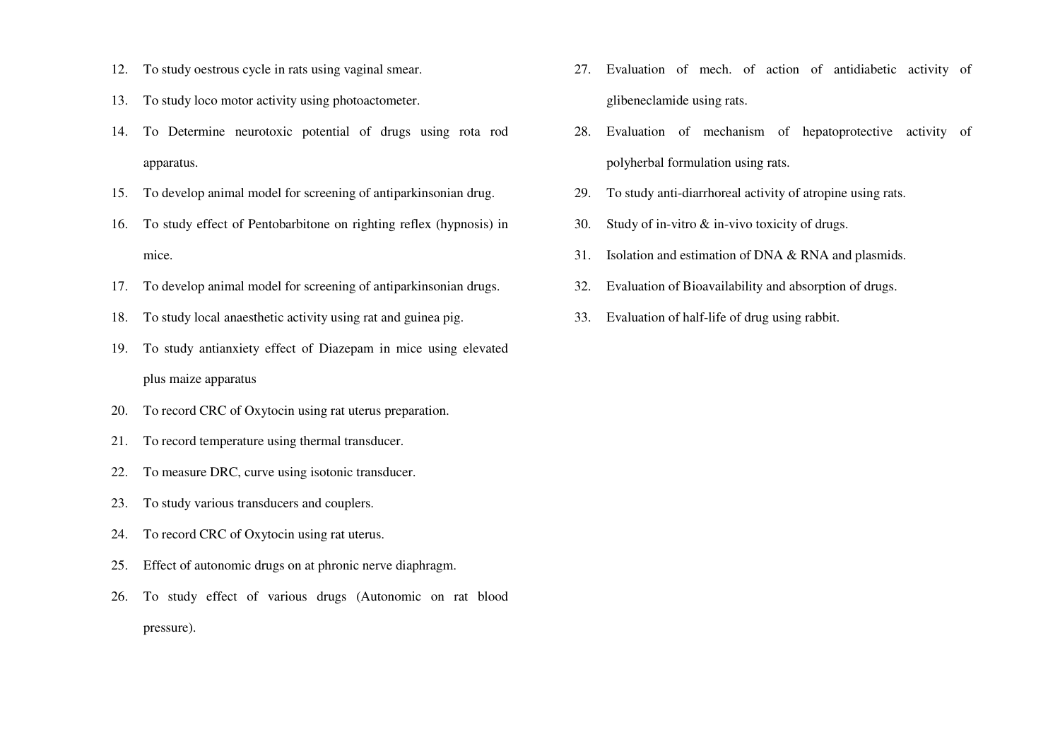12. To study oestrous cycle in rats using vaginal smear.
13. To study loco motor activity using photoactometer.
14. To Determine neurotoxic potential of drugs using rota rod apparatus.
15. To develop animal model for screening of antiparkinsonian drug.
16. To study effect of Pentobarbitone on righting reflex (hypnosis) in mice.
17. To develop animal model for screening of antiparkinsonian drugs.
18. To study local anaesthetic activity using rat and guinea pig.
19. To study antianxiety effect of Diazepam in mice using elevated plus maize apparatus
20. To record CRC of Oxytocin using rat uterus preparation.
21. To record temperature using thermal transducer.
22. To measure DRC, curve using isotonic transducer.
23. To study various transducers and couplers.
24. To record CRC of Oxytocin using rat uterus.
25. Effect of autonomic drugs on at phronic nerve diaphragm.
26. To study effect of various drugs (Autonomic on rat blood pressure).
27. Evaluation of mech. of action of antidiabetic activity of glibeneclamide using rats.
28. Evaluation of mechanism of hepatoprotective activity of polyherbal formulation using rats.
29. To study anti-diarrhoreal activity of atropine using rats.
30. Study of in-vitro & in-vivo toxicity of drugs.
31. Isolation and estimation of DNA & RNA and plasmids.
32. Evaluation of Bioavailability and absorption of drugs.
33. Evaluation of half-life of drug using rabbit.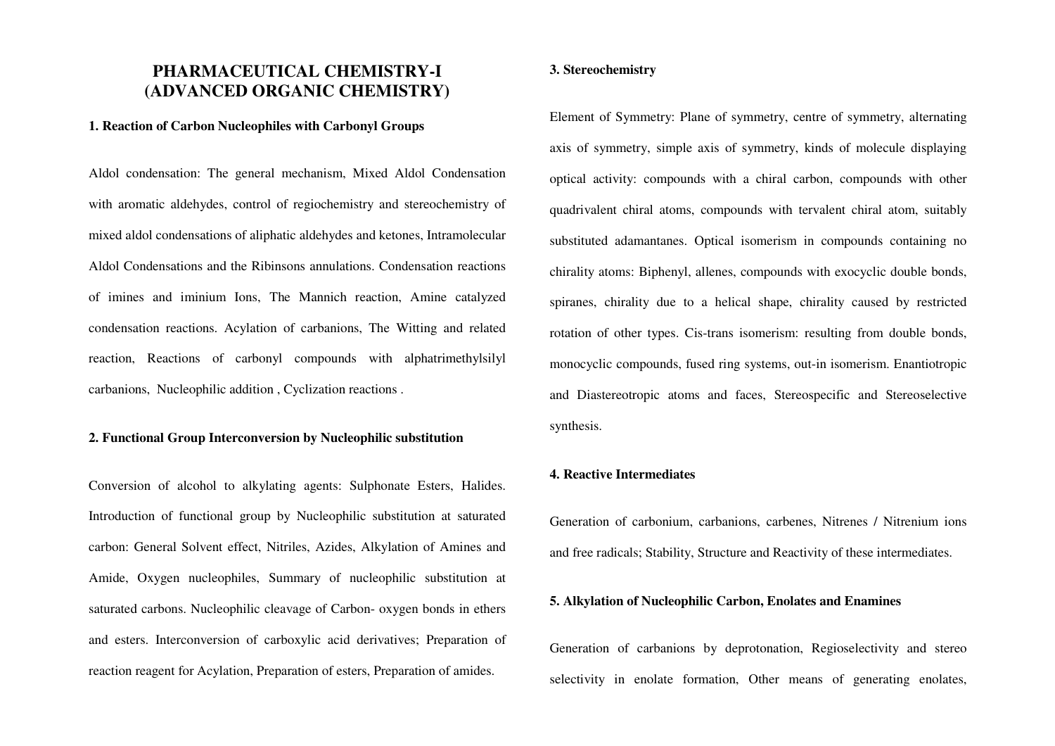# PHARMACEUTICAL CHEMISTRY-I (ADVANCED ORGANIC CHEMISTRY)

### 1. Reaction of Carbon Nucleophiles with Carbonyl Groups

Aldol condensation: The general mechanism, Mixed Aldol Condensation with aromatic aldehydes, control of regiochemistry and stereochemistry of mixed aldol condensations of aliphatic aldehydes and ketones, Intramolecular Aldol Condensations and the Ribinsons annulations. Condensation reactions of imines and iminium Ions, The Mannich reaction, Amine catalyzed condensation reactions. Acylation of carbanions, The Witting and related reaction, Reactions of carbonyl compounds with alphatrimethylsilyl carbanions, Nucleophilic addition , Cyclization reactions .

### 2. Functional Group Interconversion by Nucleophilic substitution

Conversion of alcohol to alkylating agents: Sulphonate Esters, Halides. Introduction of functional group by Nucleophilic substitution at saturated carbon: General Solvent effect, Nitriles, Azides, Alkylation of Amines and Amide, Oxygen nucleophiles, Summary of nucleophilic substitution at saturated carbons. Nucleophilic cleavage of Carbon- oxygen bonds in ethers and esters. Interconversion of carboxylic acid derivatives; Preparation of reaction reagent for Acylation, Preparation of esters, Preparation of amides.

### 3. Stereochemistry

Element of Symmetry: Plane of symmetry, centre of symmetry, alternating axis of symmetry, simple axis of symmetry, kinds of molecule displaying optical activity: compounds with a chiral carbon, compounds with other quadrivalent chiral atoms, compounds with tervalent chiral atom, suitably substituted adamantanes. Optical isomerism in compounds containing no chirality atoms: Biphenyl, allenes, compounds with exocyclic double bonds, spiranes, chirality due to a helical shape, chirality caused by restricted rotation of other types. Cis-trans isomerism: resulting from double bonds, monocyclic compounds, fused ring systems, out-in isomerism. Enantiotropic and Diastereotropic atoms and faces, Stereospecific and Stereoselective synthesis.

### 4. Reactive Intermediates

Generation of carbonium, carbanions, carbenes, Nitrenes / Nitrenium ions and free radicals; Stability, Structure and Reactivity of these intermediates.

### 5. Alkylation of Nucleophilic Carbon, Enolates and Enamines

Generation of carbanions by deprotonation, Regioselectivity and stereo selectivity in enolate formation, Other means of generating enolates,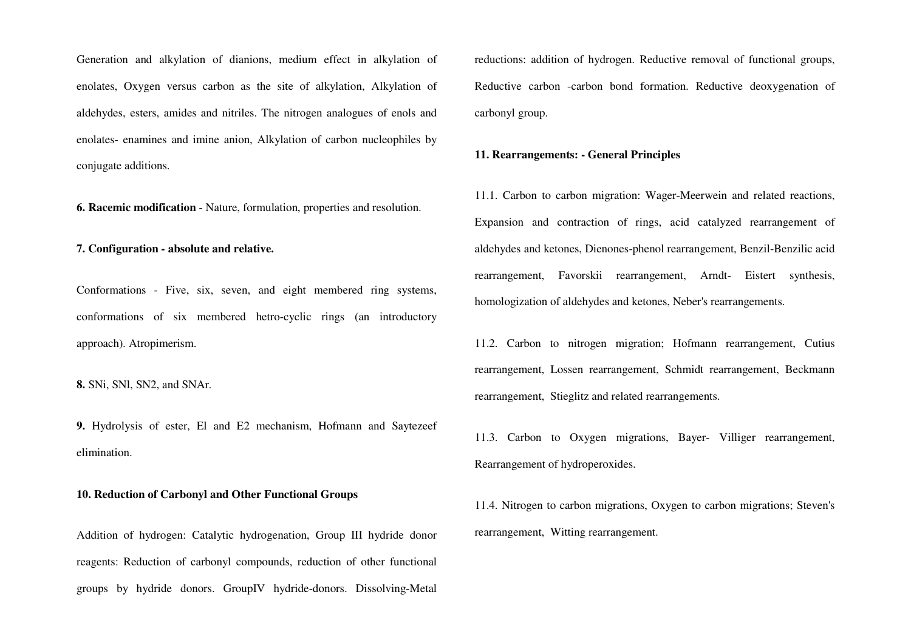Generation and alkylation of dianions, medium effect in alkylation of enolates, Oxygen versus carbon as the site of alkylation, Alkylation of aldehydes, esters, amides and nitriles. The nitrogen analogues of enols and enolates- enamines and imine anion, Alkylation of carbon nucleophiles by conjugate additions.

**6. Racemic modification** - Nature, formulation, properties and resolution.

**7. Configuration - absolute and relative.**

Conformations - Five, six, seven, and eight membered ring systems, conformations of six membered hetro-cyclic rings (an introductory approach). Atropimerism.

**8.** SNi, SNl, SN2, and SNAr.

**9.** Hydrolysis of ester, El and E2 mechanism, Hofmann and Saytezeef elimination.

**10. Reduction of Carbonyl and Other Functional Groups**

Addition of hydrogen: Catalytic hydrogenation, Group III hydride donor reagents: Reduction of carbonyl compounds, reduction of other functional groups by hydride donors. GroupIV hydride-donors. Dissolving-Metal reductions: addition of hydrogen. Reductive removal of functional groups, Reductive carbon -carbon bond formation. Reductive deoxygenation of carbonyl group.

**11. Rearrangements: - General Principles**

11.1. Carbon to carbon migration: Wager-Meerwein and related reactions, Expansion and contraction of rings, acid catalyzed rearrangement of aldehydes and ketones, Dienones-phenol rearrangement, Benzil-Benzilic acid rearrangement, Favorskii rearrangement, Arndt- Eistert synthesis, homologization of aldehydes and ketones, Neber's rearrangements.

11.2. Carbon to nitrogen migration; Hofmann rearrangement, Cutius rearrangement, Lossen rearrangement, Schmidt rearrangement, Beckmann rearrangement, Stieglitz and related rearrangements.

11.3. Carbon to Oxygen migrations, Bayer- Villiger rearrangement, Rearrangement of hydroperoxides.

11.4. Nitrogen to carbon migrations, Oxygen to carbon migrations; Steven's rearrangement, Witting rearrangement.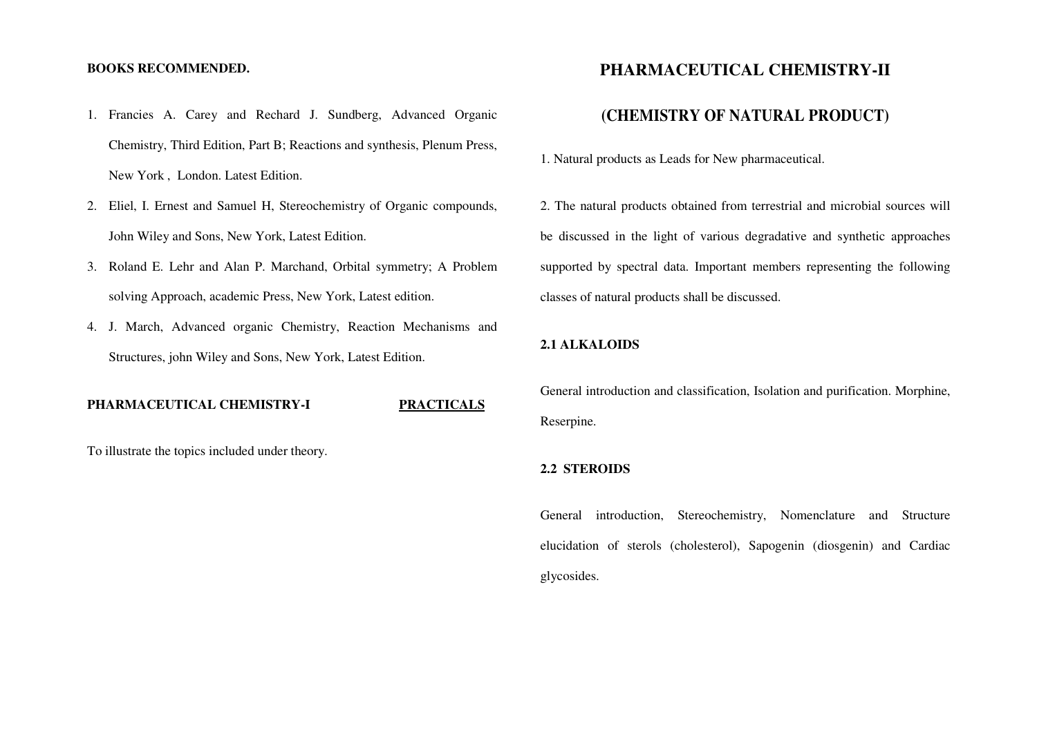**BOOKS RECOMMENDED.**

1. Francies A. Carey and Rechard J. Sundberg, Advanced Organic Chemistry, Third Edition, Part B; Reactions and synthesis, Plenum Press, New York , London. Latest Edition.
2. Eliel, I. Ernest and Samuel H, Stereochemistry of Organic compounds, John Wiley and Sons, New York, Latest Edition.
3. Roland E. Lehr and Alan P. Marchand, Orbital symmetry; A Problem solving Approach, academic Press, New York, Latest edition.
4. J. March, Advanced organic Chemistry, Reaction Mechanisms and Structures, john Wiley and Sons, New York, Latest Edition.

**PHARMACEUTICAL CHEMISTRY-I** **<u>PRACTICALS</u>**

To illustrate the topics included under theory.

# PHARMACEUTICAL CHEMISTRY-II

## (CHEMISTRY OF NATURAL PRODUCT)

1. Natural products as Leads for New pharmaceutical.

2. The natural products obtained from terrestrial and microbial sources will be discussed in the light of various degradative and synthetic approaches supported by spectral data. Important members representing the following classes of natural products shall be discussed.

**2.1 ALKALOIDS**

General introduction and classification, Isolation and purification. Morphine, Reserpine.

**2.2 STEROIDS**

General introduction, Stereochemistry, Nomenclature and Structure elucidation of sterols (cholesterol), Sapogenin (diosgenin) and Cardiac glycosides.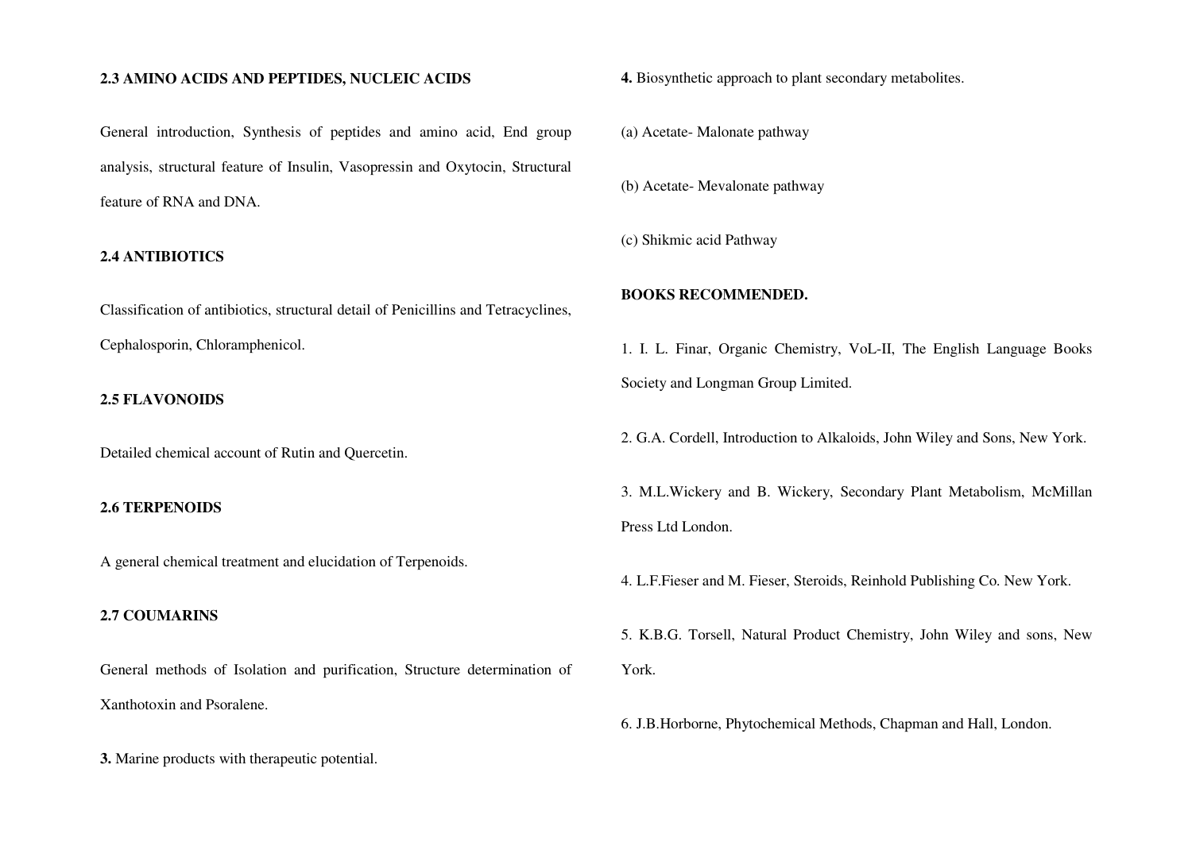**2.3 AMINO ACIDS AND PEPTIDES, NUCLEIC ACIDS**

General introduction, Synthesis of peptides and amino acid, End group analysis, structural feature of Insulin, Vasopressin and Oxytocin, Structural feature of RNA and DNA.

**2.4 ANTIBIOTICS**

Classification of antibiotics, structural detail of Penicillins and Tetracyclines, Cephalosporin, Chloramphenicol.

**2.5 FLAVONOIDS**

Detailed chemical account of Rutin and Quercetin.

**2.6 TERPENOIDS**

A general chemical treatment and elucidation of Terpenoids.

**2.7 COUMARINS**

General methods of Isolation and purification, Structure determination of Xanthotoxin and Psoralene.

**3.** Marine products with therapeutic potential.

**4.** Biosynthetic approach to plant secondary metabolites.

(a) Acetate- Malonate pathway

(b) Acetate- Mevalonate pathway

(c) Shikmic acid Pathway

**BOOKS RECOMMENDED.**

1. I. L. Finar, Organic Chemistry, VoL-II, The English Language Books Society and Longman Group Limited.

2. G.A. Cordell, Introduction to Alkaloids, John Wiley and Sons, New York.

3. M.L.Wickery and B. Wickery, Secondary Plant Metabolism, McMillan Press Ltd London.

4. L.F.Fieser and M. Fieser, Steroids, Reinhold Publishing Co. New York.

5. K.B.G. Torsell, Natural Product Chemistry, John Wiley and sons, New York.

6. J.B.Horborne, Phytochemical Methods, Chapman and Hall, London.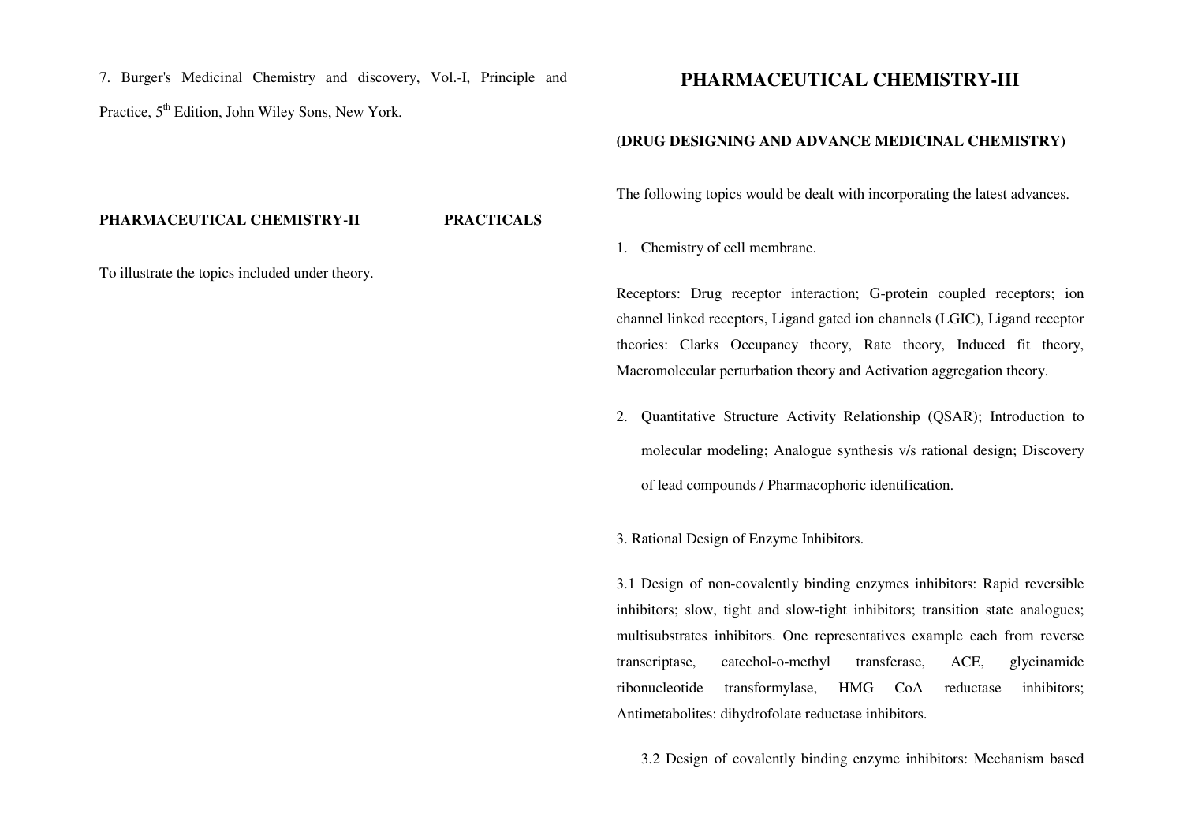7. Burger's Medicinal Chemistry and discovery, Vol.-I, Principle and Practice, 5th Edition, John Wiley Sons, New York.

**PHARMACEUTICAL CHEMISTRY-II PRACTICALS**

To illustrate the topics included under theory.

# PHARMACEUTICAL CHEMISTRY-III

**(DRUG DESIGNING AND ADVANCE MEDICINAL CHEMISTRY)**

The following topics would be dealt with incorporating the latest advances.

1. Chemistry of cell membrane.

Receptors: Drug receptor interaction; G-protein coupled receptors; ion channel linked receptors, Ligand gated ion channels (LGIC), Ligand receptor theories: Clarks Occupancy theory, Rate theory, Induced fit theory, Macromolecular perturbation theory and Activation aggregation theory.

2. Quantitative Structure Activity Relationship (QSAR); Introduction to molecular modeling; Analogue synthesis v/s rational design; Discovery of lead compounds / Pharmacophoric identification.

3. Rational Design of Enzyme Inhibitors.

3.1 Design of non-covalently binding enzymes inhibitors: Rapid reversible inhibitors; slow, tight and slow-tight inhibitors; transition state analogues; multisubstrates inhibitors. One representatives example each from reverse transcriptase, catechol-o-methyl transferase, ACE, glycinamide ribonucleotide transformylase, HMG CoA reductase inhibitors; Antimetabolites: dihydrofolate reductase inhibitors.

3.2 Design of covalently binding enzyme inhibitors: Mechanism based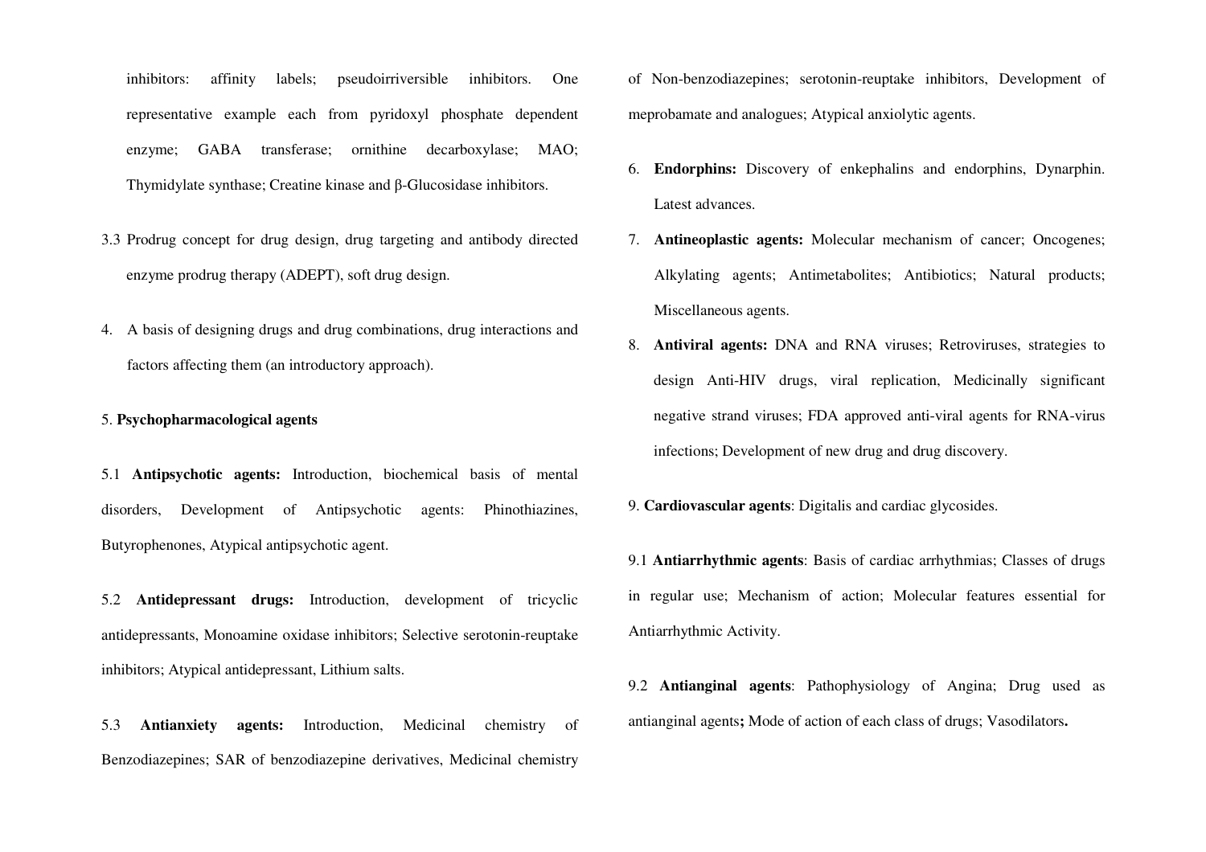inhibitors: affinity labels; pseudoirriversible inhibitors. One representative example each from pyridoxyl phosphate dependent enzyme; GABA transferase; ornithine decarboxylase; MAO; Thymidylate synthase; Creatine kinase and β-Glucosidase inhibitors.

3.3 Prodrug concept for drug design, drug targeting and antibody directed enzyme prodrug therapy (ADEPT), soft drug design.

4. A basis of designing drugs and drug combinations, drug interactions and factors affecting them (an introductory approach).

5. **Psychopharmacological agents**

5.1 **Antipsychotic agents:** Introduction, biochemical basis of mental disorders, Development of Antipsychotic agents: Phinothiazines, Butyrophenones, Atypical antipsychotic agent.

5.2 **Antidepressant drugs:** Introduction, development of tricyclic antidepressants, Monoamine oxidase inhibitors; Selective serotonin-reuptake inhibitors; Atypical antidepressant, Lithium salts.

5.3 **Antianxiety agents:** Introduction, Medicinal chemistry of Benzodiazepines; SAR of benzodiazepine derivatives, Medicinal chemistry of Non-benzodiazepines; serotonin-reuptake inhibitors, Development of meprobamate and analogues; Atypical anxiolytic agents.

6. **Endorphins:** Discovery of enkephalins and endorphins, Dynarphin. Latest advances.

7. **Antineoplastic agents:** Molecular mechanism of cancer; Oncogenes; Alkylating agents; Antimetabolites; Antibiotics; Natural products; Miscellaneous agents.

8. **Antiviral agents:** DNA and RNA viruses; Retroviruses, strategies to design Anti-HIV drugs, viral replication, Medicinally significant negative strand viruses; FDA approved anti-viral agents for RNA-virus infections; Development of new drug and drug discovery.

9. **Cardiovascular agents**: Digitalis and cardiac glycosides.

9.1 **Antiarrhythmic agents**: Basis of cardiac arrhythmias; Classes of drugs in regular use; Mechanism of action; Molecular features essential for Antiarrhythmic Activity.

9.2 **Antianginal agents**: Pathophysiology of Angina; Drug used as antianginal agents**;** Mode of action of each class of drugs; Vasodilators**.**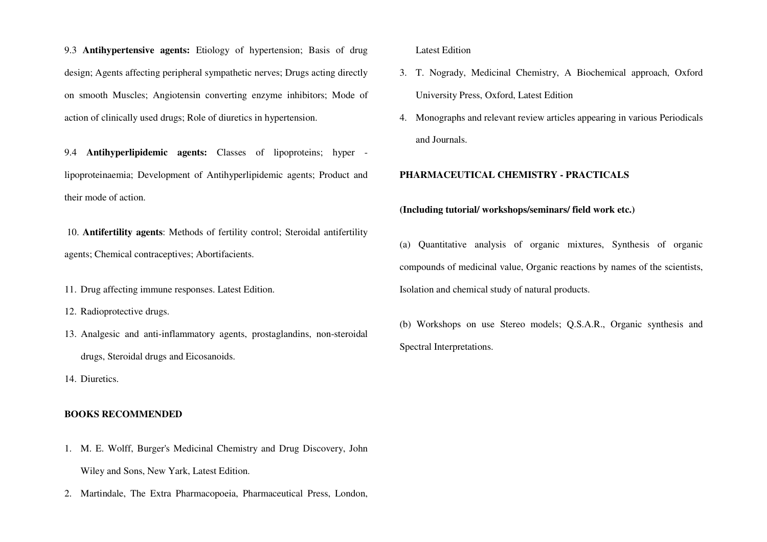9.3 **Antihypertensive agents:** Etiology of hypertension; Basis of drug design; Agents affecting peripheral sympathetic nerves; Drugs acting directly on smooth Muscles; Angiotensin converting enzyme inhibitors; Mode of action of clinically used drugs; Role of diuretics in hypertension.

9.4 **Antihyperlipidemic agents:** Classes of lipoproteins; hyper - lipoproteinaemia; Development of Antihyperlipidemic agents; Product and their mode of action.

10. **Antifertility agents**: Methods of fertility control; Steroidal antifertility agents; Chemical contraceptives; Abortifacients.

11. Drug affecting immune responses. Latest Edition.
12. Radioprotective drugs.
13. Analgesic and anti-inflammatory agents, prostaglandins, non-steroidal drugs, Steroidal drugs and Eicosanoids.
14. Diuretics.

**BOOKS RECOMMENDED**

1. M. E. Wolff, Burger's Medicinal Chemistry and Drug Discovery, John Wiley and Sons, New Yark, Latest Edition.
2. Martindale, The Extra Pharmacopoeia, Pharmaceutical Press, London, Latest Edition
3. T. Nogrady, Medicinal Chemistry, A Biochemical approach, Oxford University Press, Oxford, Latest Edition
4. Monographs and relevant review articles appearing in various Periodicals and Journals.

**PHARMACEUTICAL CHEMISTRY - PRACTICALS**

**(Including tutorial/ workshops/seminars/ field work etc.)**

(a) Quantitative analysis of organic mixtures, Synthesis of organic compounds of medicinal value, Organic reactions by names of the scientists, Isolation and chemical study of natural products.

(b) Workshops on use Stereo models; Q.S.A.R., Organic synthesis and Spectral Interpretations.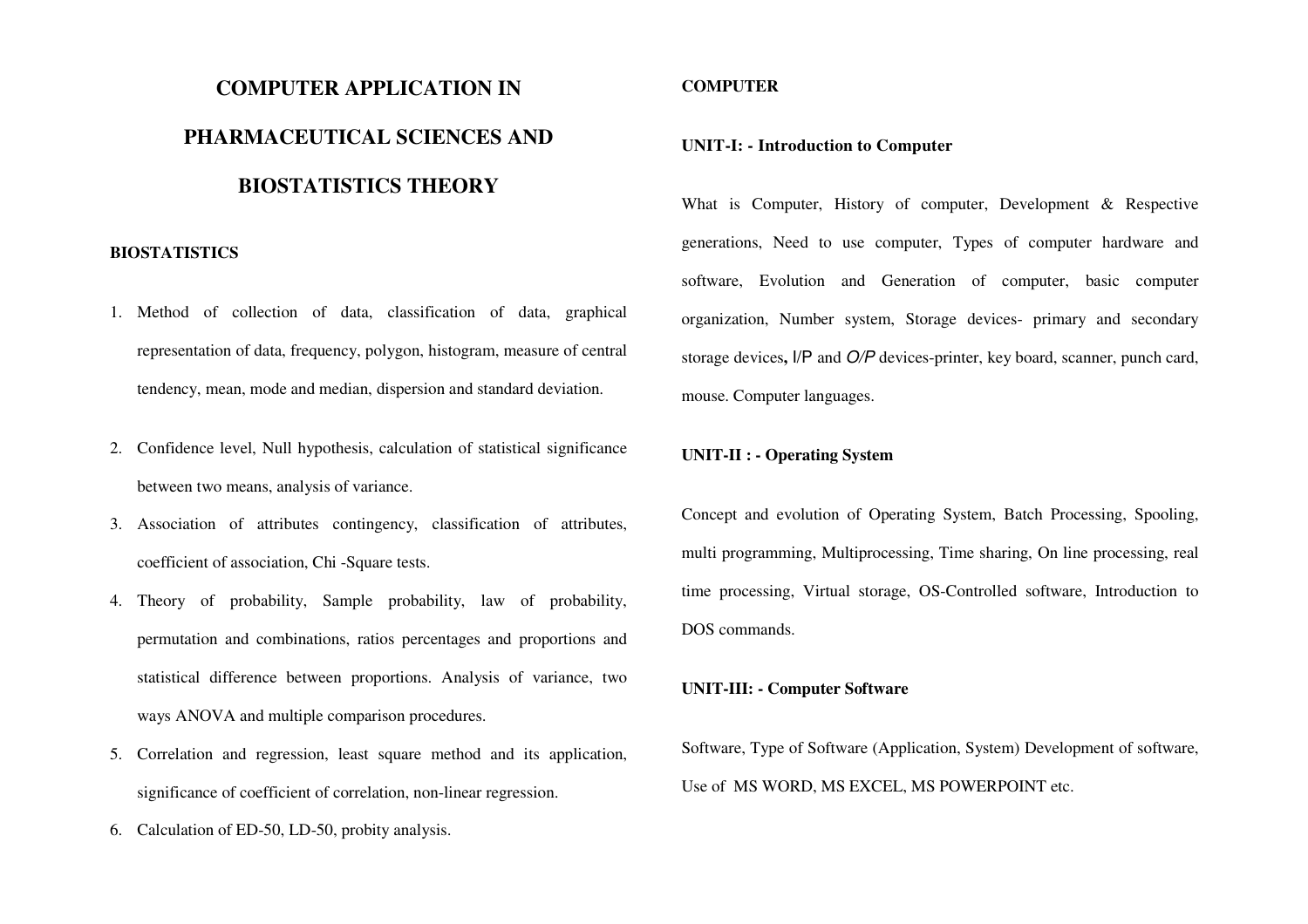# COMPUTER APPLICATION IN PHARMACEUTICAL SCIENCES AND BIOSTATISTICS THEORY

## BIOSTATISTICS

1. Method of collection of data, classification of data, graphical representation of data, frequency, polygon, histogram, measure of central tendency, mean, mode and median, dispersion and standard deviation.
2. Confidence level, Null hypothesis, calculation of statistical significance between two means, analysis of variance.
3. Association of attributes contingency, classification of attributes, coefficient of association, Chi -Square tests.
4. Theory of probability, Sample probability, law of probability, permutation and combinations, ratios percentages and proportions and statistical difference between proportions. Analysis of variance, two ways ANOVA and multiple comparison procedures.
5. Correlation and regression, least square method and its application, significance of coefficient of correlation, non-linear regression.
6. Calculation of ED-50, LD-50, probity analysis.

## COMPUTER

### UNIT-I: - Introduction to Computer

What is Computer, History of computer, Development & Respective generations, Need to use computer, Types of computer hardware and software, Evolution and Generation of computer, basic computer organization, Number system, Storage devices- primary and secondary storage devices**,** I/P and *O/P* devices-printer, key board, scanner, punch card, mouse. Computer languages.

### UNIT-II : - Operating System

Concept and evolution of Operating System, Batch Processing, Spooling, multi programming, Multiprocessing, Time sharing, On line processing, real time processing, Virtual storage, OS-Controlled software, Introduction to DOS commands.

### UNIT-III: - Computer Software

Software, Type of Software (Application, System) Development of software, Use of MS WORD, MS EXCEL, MS POWERPOINT etc.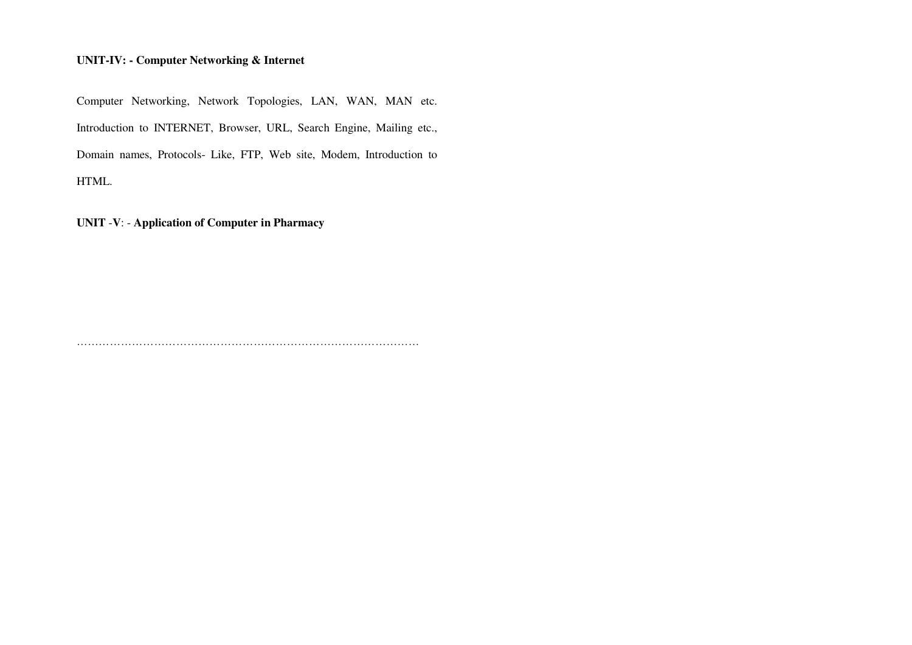**UNIT-IV: - Computer Networking & Internet**

Computer Networking, Network Topologies, LAN, WAN, MAN etc. Introduction to INTERNET, Browser, URL, Search Engine, Mailing etc., Domain names, Protocols- Like, FTP, Web site, Modem, Introduction to HTML.

**UNIT -V: - Application of Computer in Pharmacy**

……………………………………………………………………………………